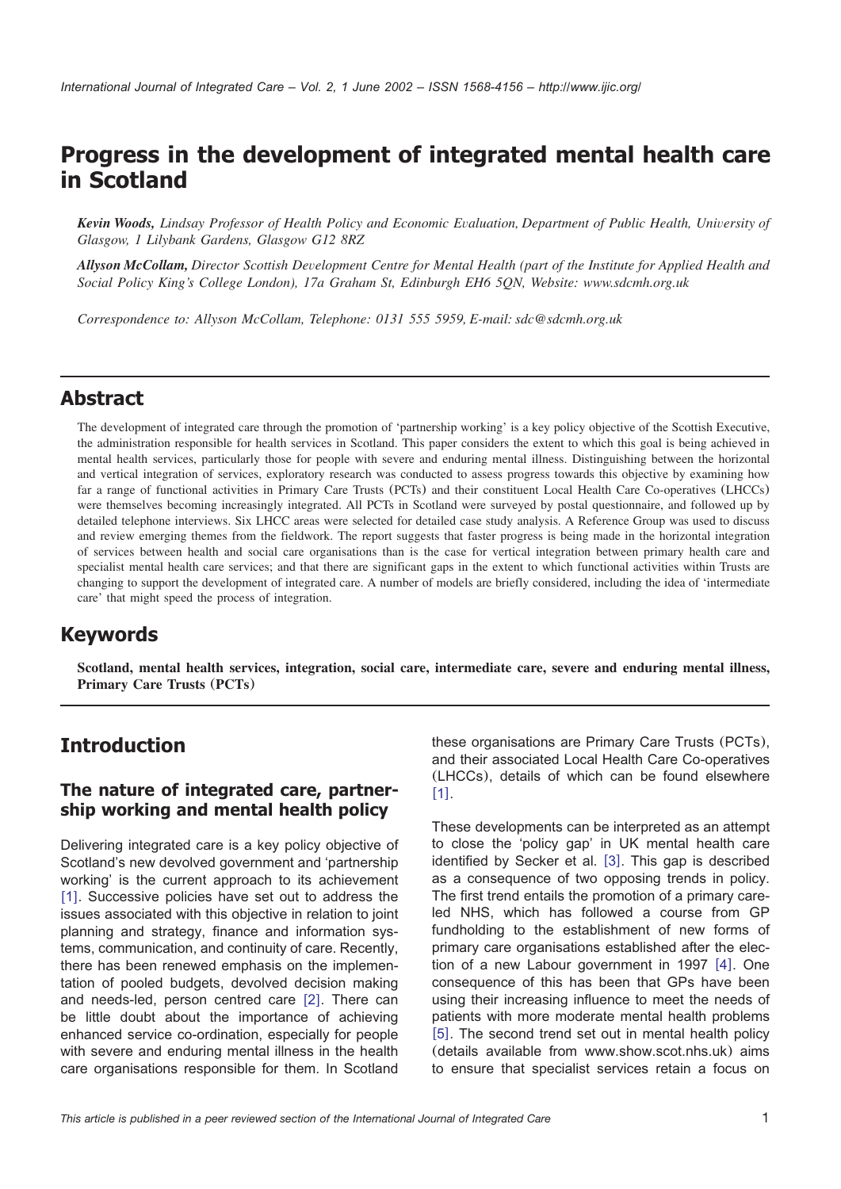# Progress in the development of integrated mental health care in Scotland

***Kevin Woods,*** *Lindsay Professor of Health Policy and Economic Evaluation, Department of Public Health, University of Glasgow, 1 Lilybank Gardens, Glasgow G12 8RZ*

***Allyson McCollam,*** *Director Scottish Development Centre for Mental Health (part of the Institute for Applied Health and Social Policy King's College London), 17a Graham St, Edinburgh EH6 5QN, Website: www.sdcmh.org.uk*

*Correspondence to: Allyson McCollam, Telephone: 0131 555 5959, E-mail: sdc@sdcmh.org.uk*

## Abstract

The development of integrated care through the promotion of 'partnership working' is a key policy objective of the Scottish Executive, the administration responsible for health services in Scotland. This paper considers the extent to which this goal is being achieved in mental health services, particularly those for people with severe and enduring mental illness. Distinguishing between the horizontal and vertical integration of services, exploratory research was conducted to assess progress towards this objective by examining how far a range of functional activities in Primary Care Trusts (PCTs) and their constituent Local Health Care Co-operatives (LHCCs) were themselves becoming increasingly integrated. All PCTs in Scotland were surveyed by postal questionnaire, and followed up by detailed telephone interviews. Six LHCC areas were selected for detailed case study analysis. A Reference Group was used to discuss and review emerging themes from the fieldwork. The report suggests that faster progress is being made in the horizontal integration of services between health and social care organisations than is the case for vertical integration between primary health care and specialist mental health care services; and that there are significant gaps in the extent to which functional activities within Trusts are changing to support the development of integrated care. A number of models are briefly considered, including the idea of 'intermediate care' that might speed the process of integration.

## Keywords

**Scotland, mental health services, integration, social care, intermediate care, severe and enduring mental illness, Primary Care Trusts (PCTs)**

## Introduction

### The nature of integrated care, partnership working and mental health policy

Delivering integrated care is a key policy objective of Scotland's new devolved government and 'partnership working' is the current approach to its achievement [1]. Successive policies have set out to address the issues associated with this objective in relation to joint planning and strategy, finance and information systems, communication, and continuity of care. Recently, there has been renewed emphasis on the implementation of pooled budgets, devolved decision making and needs-led, person centred care [2]. There can be little doubt about the importance of achieving enhanced service co-ordination, especially for people with severe and enduring mental illness in the health care organisations responsible for them. In Scotland these organisations are Primary Care Trusts (PCTs), and their associated Local Health Care Co-operatives (LHCCs), details of which can be found elsewhere [1].

These developments can be interpreted as an attempt to close the 'policy gap' in UK mental health care identified by Secker et al. [3]. This gap is described as a consequence of two opposing trends in policy. The first trend entails the promotion of a primary care-led NHS, which has followed a course from GP fundholding to the establishment of new forms of primary care organisations established after the election of a new Labour government in 1997 [4]. One consequence of this has been that GPs have been using their increasing influence to meet the needs of patients with more moderate mental health problems [5]. The second trend set out in mental health policy (details available from www.show.scot.nhs.uk) aims to ensure that specialist services retain a focus on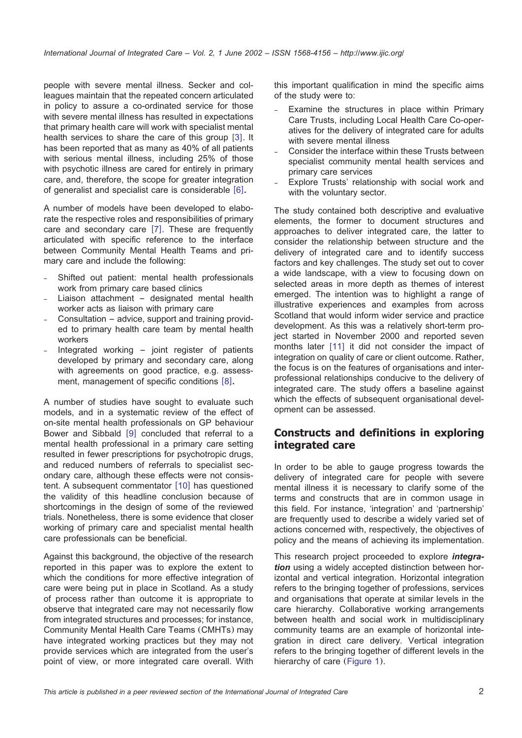people with severe mental illness. Secker and colleagues maintain that the repeated concern articulated in policy to assure a co-ordinated service for those with severe mental illness has resulted in expectations that primary health care will work with specialist mental health services to share the care of this group [3]. It has been reported that as many as 40% of all patients with serious mental illness, including 25% of those with psychotic illness are cared for entirely in primary care, and, therefore, the scope for greater integration of generalist and specialist care is considerable [6].

A number of models have been developed to elaborate the respective roles and responsibilities of primary care and secondary care [7]. These are frequently articulated with specific reference to the interface between Community Mental Health Teams and primary care and include the following:

- Shifted out patient: mental health professionals work from primary care based clinics
- Liaison attachment – designated mental health worker acts as liaison with primary care
- Consultation – advice, support and training provided to primary health care team by mental health workers
- Integrated working – joint register of patients developed by primary and secondary care, along with agreements on good practice, e.g. assessment, management of specific conditions [8].

A number of studies have sought to evaluate such models, and in a systematic review of the effect of on-site mental health professionals on GP behaviour Bower and Sibbald [9] concluded that referral to a mental health professional in a primary care setting resulted in fewer prescriptions for psychotropic drugs, and reduced numbers of referrals to specialist secondary care, although these effects were not consistent. A subsequent commentator [10] has questioned the validity of this headline conclusion because of shortcomings in the design of some of the reviewed trials. Nonetheless, there is some evidence that closer working of primary care and specialist mental health care professionals can be beneficial.

Against this background, the objective of the research reported in this paper was to explore the extent to which the conditions for more effective integration of care were being put in place in Scotland. As a study of process rather than outcome it is appropriate to observe that integrated care may not necessarily flow from integrated structures and processes; for instance, Community Mental Health Care Teams (CMHTs) may have integrated working practices but they may not provide services which are integrated from the user's point of view, or more integrated care overall. With this important qualification in mind the specific aims of the study were to:

- Examine the structures in place within Primary Care Trusts, including Local Health Care Co-operatives for the delivery of integrated care for adults with severe mental illness
- Consider the interface within these Trusts between specialist community mental health services and primary care services
- Explore Trusts' relationship with social work and with the voluntary sector.

The study contained both descriptive and evaluative elements, the former to document structures and approaches to deliver integrated care, the latter to consider the relationship between structure and the delivery of integrated care and to identify success factors and key challenges. The study set out to cover a wide landscape, with a view to focusing down on selected areas in more depth as themes of interest emerged. The intention was to highlight a range of illustrative experiences and examples from across Scotland that would inform wider service and practice development. As this was a relatively short-term project started in November 2000 and reported seven months later [11] it did not consider the impact of integration on quality of care or client outcome. Rather, the focus is on the features of organisations and interprofessional relationships conducive to the delivery of integrated care. The study offers a baseline against which the effects of subsequent organisational development can be assessed.

## Constructs and definitions in exploring integrated care

In order to be able to gauge progress towards the delivery of integrated care for people with severe mental illness it is necessary to clarify some of the terms and constructs that are in common usage in this field. For instance, 'integration' and 'partnership' are frequently used to describe a widely varied set of actions concerned with, respectively, the objectives of policy and the means of achieving its implementation.

This research project proceeded to explore ***integration*** using a widely accepted distinction between horizontal and vertical integration. Horizontal integration refers to the bringing together of professions, services and organisations that operate at similar levels in the care hierarchy. Collaborative working arrangements between health and social work in multidisciplinary community teams are an example of horizontal integration in direct care delivery. Vertical integration refers to the bringing together of different levels in the hierarchy of care (Figure 1).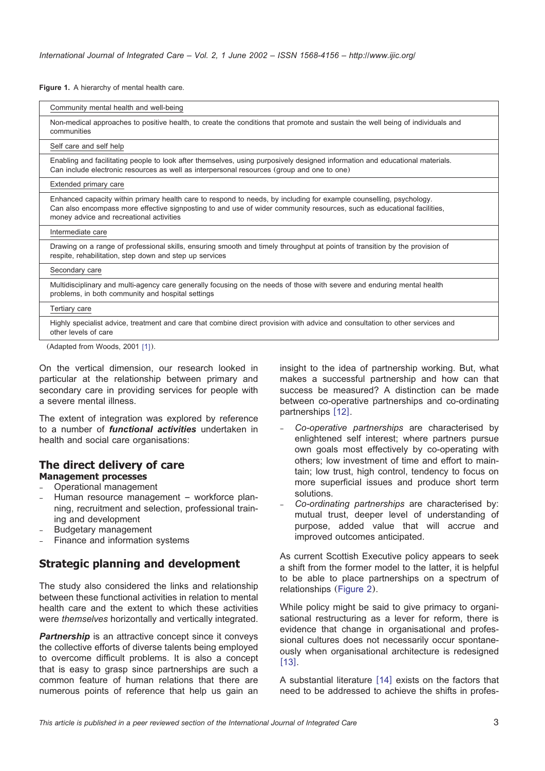**Figure 1.** A hierarchy of mental health care.

| Community mental health and well-being |
|---|
| Non-medical approaches to positive health, to create the conditions that promote and sustain the well being of individuals and communities |
| Self care and self help |
| Enabling and facilitating people to look after themselves, using purposively designed information and educational materials. Can include electronic resources as well as interpersonal resources (group and one to one) |
| Extended primary care |
| Enhanced capacity within primary health care to respond to needs, by including for example counselling, psychology. Can also encompass more effective signposting to and use of wider community resources, such as educational facilities, money advice and recreational activities |
| Intermediate care |
| Drawing on a range of professional skills, ensuring smooth and timely throughput at points of transition by the provision of respite, rehabilitation, step down and step up services |
| Secondary care |
| Multidisciplinary and multi-agency care generally focusing on the needs of those with severe and enduring mental health problems, in both community and hospital settings |
| Tertiary care |
| Highly specialist advice, treatment and care that combine direct provision with advice and consultation to other services and other levels of care |

(Adapted from Woods, 2001 [1]).

On the vertical dimension, our research looked in particular at the relationship between primary and secondary care in providing services for people with a severe mental illness.

The extent of integration was explored by reference to a number of ***functional activities*** undertaken in health and social care organisations:

## The direct delivery of care

### Management processes

- Operational management
- Human resource management – workforce planning, recruitment and selection, professional training and development
- Budgetary management
- Finance and information systems

## Strategic planning and development

The study also considered the links and relationship between these functional activities in relation to mental health care and the extent to which these activities were *themselves* horizontally and vertically integrated.

***Partnership*** is an attractive concept since it conveys the collective efforts of diverse talents being employed to overcome difficult problems. It is also a concept that is easy to grasp since partnerships are such a common feature of human relations that there are numerous points of reference that help us gain an insight to the idea of partnership working. But, what makes a successful partnership and how can that success be measured? A distinction can be made between co-operative partnerships and co-ordinating partnerships [12].

- *Co-operative partnerships* are characterised by enlightened self interest; where partners pursue own goals most effectively by co-operating with others; low investment of time and effort to maintain; low trust, high control, tendency to focus on more superficial issues and produce short term solutions.
- *Co-ordinating partnerships* are characterised by: mutual trust, deeper level of understanding of purpose, added value that will accrue and improved outcomes anticipated.

As current Scottish Executive policy appears to seek a shift from the former model to the latter, it is helpful to be able to place partnerships on a spectrum of relationships (Figure 2).

While policy might be said to give primacy to organisational restructuring as a lever for reform, there is evidence that change in organisational and professional cultures does not necessarily occur spontaneously when organisational architecture is redesigned [13].

A substantial literature [14] exists on the factors that need to be addressed to achieve the shifts in profes-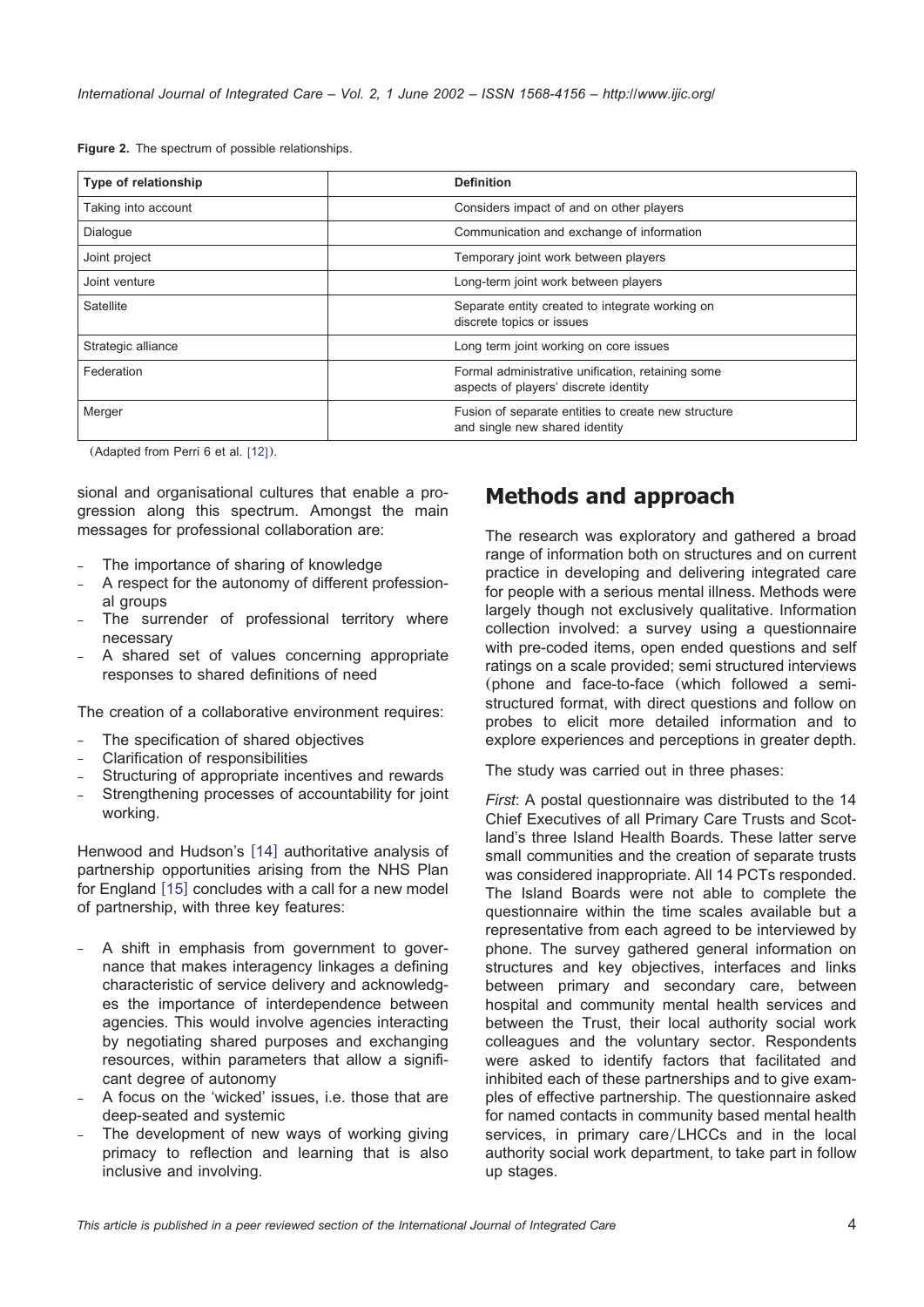**Figure 2.** The spectrum of possible relationships.

| Type of relationship | Definition |
|---|---|
| Taking into account | Considers impact of and on other players |
| Dialogue | Communication and exchange of information |
| Joint project | Temporary joint work between players |
| Joint venture | Long-term joint work between players |
| Satellite | Separate entity created to integrate working on discrete topics or issues |
| Strategic alliance | Long term joint working on core issues |
| Federation | Formal administrative unification, retaining some aspects of players' discrete identity |
| Merger | Fusion of separate entities to create new structure and single new shared identity |

(Adapted from Perri 6 et al. [12]).

sional and organisational cultures that enable a progression along this spectrum. Amongst the main messages for professional collaboration are:

- The importance of sharing of knowledge
- A respect for the autonomy of different professional groups
- The surrender of professional territory where necessary
- A shared set of values concerning appropriate responses to shared definitions of need

The creation of a collaborative environment requires:

- The specification of shared objectives
- Clarification of responsibilities
- Structuring of appropriate incentives and rewards
- Strengthening processes of accountability for joint working.

Henwood and Hudson's [14] authoritative analysis of partnership opportunities arising from the NHS Plan for England [15] concludes with a call for a new model of partnership, with three key features:

- A shift in emphasis from government to governance that makes interagency linkages a defining characteristic of service delivery and acknowledges the importance of interdependence between agencies. This would involve agencies interacting by negotiating shared purposes and exchanging resources, within parameters that allow a significant degree of autonomy
- A focus on the 'wicked' issues, i.e. those that are deep-seated and systemic
- The development of new ways of working giving primacy to reflection and learning that is also inclusive and involving.

## Methods and approach

The research was exploratory and gathered a broad range of information both on structures and on current practice in developing and delivering integrated care for people with a serious mental illness. Methods were largely though not exclusively qualitative. Information collection involved: a survey using a questionnaire with pre-coded items, open ended questions and self ratings on a scale provided; semi structured interviews (phone and face-to-face (which followed a semi-structured format, with direct questions and follow on probes to elicit more detailed information and to explore experiences and perceptions in greater depth.

The study was carried out in three phases:

*First*: A postal questionnaire was distributed to the 14 Chief Executives of all Primary Care Trusts and Scotland's three Island Health Boards. These latter serve small communities and the creation of separate trusts was considered inappropriate. All 14 PCTs responded. The Island Boards were not able to complete the questionnaire within the time scales available but a representative from each agreed to be interviewed by phone. The survey gathered general information on structures and key objectives, interfaces and links between primary and secondary care, between hospital and community mental health services and between the Trust, their local authority social work colleagues and the voluntary sector. Respondents were asked to identify factors that facilitated and inhibited each of these partnerships and to give examples of effective partnership. The questionnaire asked for named contacts in community based mental health services, in primary care/LHCCs and in the local authority social work department, to take part in follow up stages.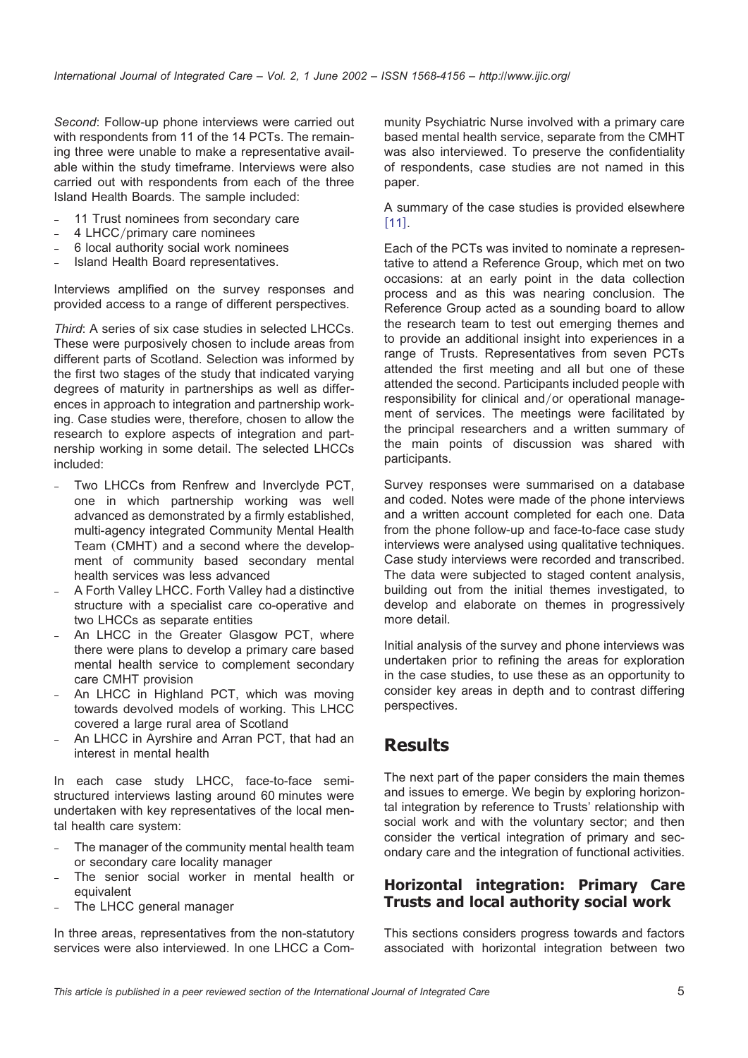*Second*: Follow-up phone interviews were carried out with respondents from 11 of the 14 PCTs. The remaining three were unable to make a representative available within the study timeframe. Interviews were also carried out with respondents from each of the three Island Health Boards. The sample included:

- 11 Trust nominees from secondary care
- 4 LHCC/primary care nominees
- 6 local authority social work nominees
- Island Health Board representatives.

Interviews amplified on the survey responses and provided access to a range of different perspectives.

*Third*: A series of six case studies in selected LHCCs. These were purposively chosen to include areas from different parts of Scotland. Selection was informed by the first two stages of the study that indicated varying degrees of maturity in partnerships as well as differences in approach to integration and partnership working. Case studies were, therefore, chosen to allow the research to explore aspects of integration and partnership working in some detail. The selected LHCCs included:

- Two LHCCs from Renfrew and Inverclyde PCT, one in which partnership working was well advanced as demonstrated by a firmly established, multi-agency integrated Community Mental Health Team (CMHT) and a second where the development of community based secondary mental health services was less advanced
- A Forth Valley LHCC. Forth Valley had a distinctive structure with a specialist care co-operative and two LHCCs as separate entities
- An LHCC in the Greater Glasgow PCT, where there were plans to develop a primary care based mental health service to complement secondary care CMHT provision
- An LHCC in Highland PCT, which was moving towards devolved models of working. This LHCC covered a large rural area of Scotland
- An LHCC in Ayrshire and Arran PCT, that had an interest in mental health

In each case study LHCC, face-to-face semi-structured interviews lasting around 60 minutes were undertaken with key representatives of the local mental health care system:

- The manager of the community mental health team or secondary care locality manager
- The senior social worker in mental health or equivalent
- The LHCC general manager

In three areas, representatives from the non-statutory services were also interviewed. In one LHCC a Community Psychiatric Nurse involved with a primary care based mental health service, separate from the CMHT was also interviewed. To preserve the confidentiality of respondents, case studies are not named in this paper.

A summary of the case studies is provided elsewhere [11].

Each of the PCTs was invited to nominate a representative to attend a Reference Group, which met on two occasions: at an early point in the data collection process and as this was nearing conclusion. The Reference Group acted as a sounding board to allow the research team to test out emerging themes and to provide an additional insight into experiences in a range of Trusts. Representatives from seven PCTs attended the first meeting and all but one of these attended the second. Participants included people with responsibility for clinical and/or operational management of services. The meetings were facilitated by the principal researchers and a written summary of the main points of discussion was shared with participants.

Survey responses were summarised on a database and coded. Notes were made of the phone interviews and a written account completed for each one. Data from the phone follow-up and face-to-face case study interviews were analysed using qualitative techniques. Case study interviews were recorded and transcribed. The data were subjected to staged content analysis, building out from the initial themes investigated, to develop and elaborate on themes in progressively more detail.

Initial analysis of the survey and phone interviews was undertaken prior to refining the areas for exploration in the case studies, to use these as an opportunity to consider key areas in depth and to contrast differing perspectives.

# Results

The next part of the paper considers the main themes and issues to emerge. We begin by exploring horizontal integration by reference to Trusts' relationship with social work and with the voluntary sector; and then consider the vertical integration of primary and secondary care and the integration of functional activities.

## Horizontal integration: Primary Care Trusts and local authority social work

This sections considers progress towards and factors associated with horizontal integration between two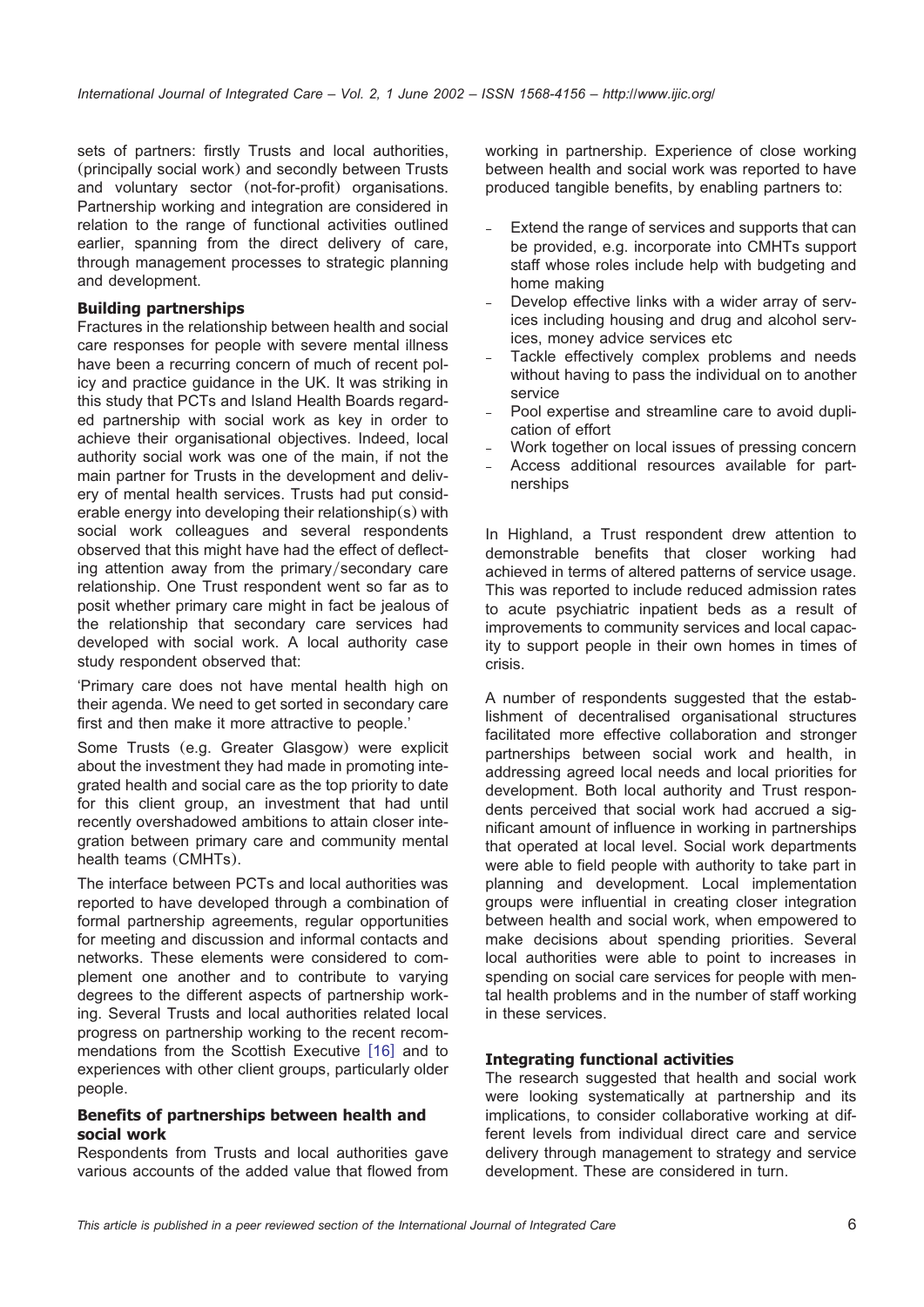sets of partners: firstly Trusts and local authorities, (principally social work) and secondly between Trusts and voluntary sector (not-for-profit) organisations. Partnership working and integration are considered in relation to the range of functional activities outlined earlier, spanning from the direct delivery of care, through management processes to strategic planning and development.

### Building partnerships

Fractures in the relationship between health and social care responses for people with severe mental illness have been a recurring concern of much of recent policy and practice guidance in the UK. It was striking in this study that PCTs and Island Health Boards regarded partnership with social work as key in order to achieve their organisational objectives. Indeed, local authority social work was one of the main, if not the main partner for Trusts in the development and delivery of mental health services. Trusts had put considerable energy into developing their relationship(s) with social work colleagues and several respondents observed that this might have had the effect of deflecting attention away from the primary/secondary care relationship. One Trust respondent went so far as to posit whether primary care might in fact be jealous of the relationship that secondary care services had developed with social work. A local authority case study respondent observed that:

'Primary care does not have mental health high on their agenda. We need to get sorted in secondary care first and then make it more attractive to people.'

Some Trusts (e.g. Greater Glasgow) were explicit about the investment they had made in promoting integrated health and social care as the top priority to date for this client group, an investment that had until recently overshadowed ambitions to attain closer integration between primary care and community mental health teams (CMHTs).

The interface between PCTs and local authorities was reported to have developed through a combination of formal partnership agreements, regular opportunities for meeting and discussion and informal contacts and networks. These elements were considered to complement one another and to contribute to varying degrees to the different aspects of partnership working. Several Trusts and local authorities related local progress on partnership working to the recent recommendations from the Scottish Executive [16] and to experiences with other client groups, particularly older people.

### Benefits of partnerships between health and social work

Respondents from Trusts and local authorities gave various accounts of the added value that flowed from working in partnership. Experience of close working between health and social work was reported to have produced tangible benefits, by enabling partners to:

- Extend the range of services and supports that can be provided, e.g. incorporate into CMHTs support staff whose roles include help with budgeting and home making
- Develop effective links with a wider array of services including housing and drug and alcohol services, money advice services etc
- Tackle effectively complex problems and needs without having to pass the individual on to another service
- Pool expertise and streamline care to avoid duplication of effort
- Work together on local issues of pressing concern
- Access additional resources available for partnerships

In Highland, a Trust respondent drew attention to demonstrable benefits that closer working had achieved in terms of altered patterns of service usage. This was reported to include reduced admission rates to acute psychiatric inpatient beds as a result of improvements to community services and local capacity to support people in their own homes in times of crisis.

A number of respondents suggested that the establishment of decentralised organisational structures facilitated more effective collaboration and stronger partnerships between social work and health, in addressing agreed local needs and local priorities for development. Both local authority and Trust respondents perceived that social work had accrued a significant amount of influence in working in partnerships that operated at local level. Social work departments were able to field people with authority to take part in planning and development. Local implementation groups were influential in creating closer integration between health and social work, when empowered to make decisions about spending priorities. Several local authorities were able to point to increases in spending on social care services for people with mental health problems and in the number of staff working in these services.

### Integrating functional activities

The research suggested that health and social work were looking systematically at partnership and its implications, to consider collaborative working at different levels from individual direct care and service delivery through management to strategy and service development. These are considered in turn.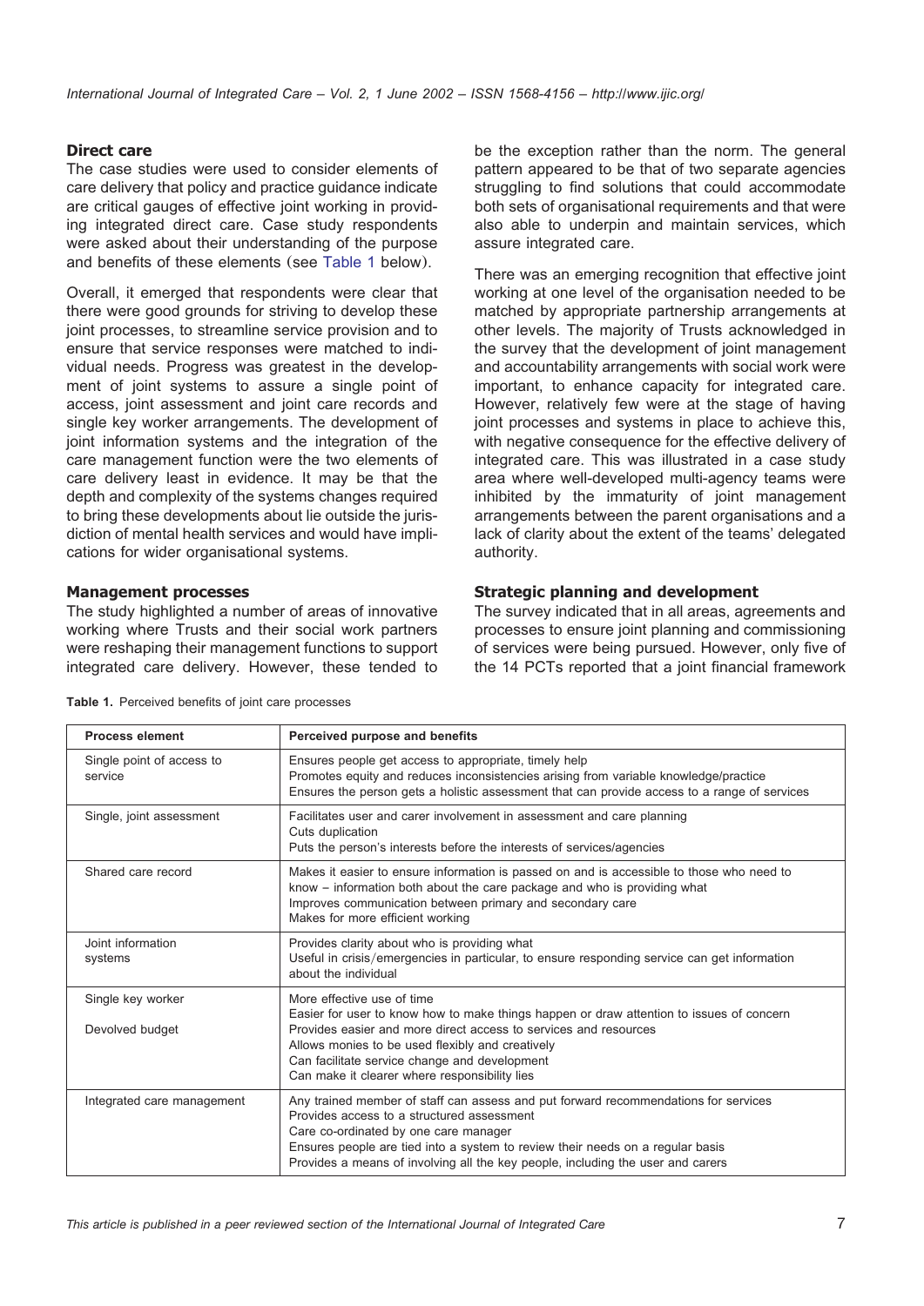### Direct care

The case studies were used to consider elements of care delivery that policy and practice guidance indicate are critical gauges of effective joint working in providing integrated direct care. Case study respondents were asked about their understanding of the purpose and benefits of these elements (see Table 1 below).

Overall, it emerged that respondents were clear that there were good grounds for striving to develop these joint processes, to streamline service provision and to ensure that service responses were matched to individual needs. Progress was greatest in the development of joint systems to assure a single point of access, joint assessment and joint care records and single key worker arrangements. The development of joint information systems and the integration of the care management function were the two elements of care delivery least in evidence. It may be that the depth and complexity of the systems changes required to bring these developments about lie outside the jurisdiction of mental health services and would have implications for wider organisational systems.

### Management processes

The study highlighted a number of areas of innovative working where Trusts and their social work partners were reshaping their management functions to support integrated care delivery. However, these tended to be the exception rather than the norm. The general pattern appeared to be that of two separate agencies struggling to find solutions that could accommodate both sets of organisational requirements and that were also able to underpin and maintain services, which assure integrated care.

There was an emerging recognition that effective joint working at one level of the organisation needed to be matched by appropriate partnership arrangements at other levels. The majority of Trusts acknowledged in the survey that the development of joint management and accountability arrangements with social work were important, to enhance capacity for integrated care. However, relatively few were at the stage of having joint processes and systems in place to achieve this, with negative consequence for the effective delivery of integrated care. This was illustrated in a case study area where well-developed multi-agency teams were inhibited by the immaturity of joint management arrangements between the parent organisations and a lack of clarity about the extent of the teams' delegated authority.

### Strategic planning and development

The survey indicated that in all areas, agreements and processes to ensure joint planning and commissioning of services were being pursued. However, only five of the 14 PCTs reported that a joint financial framework

**Table 1.** Perceived benefits of joint care processes

| Process element | Perceived purpose and benefits |
|---|---|
| Single point of access to service | Ensures people get access to appropriate, timely help<br>Promotes equity and reduces inconsistencies arising from variable knowledge/practice<br>Ensures the person gets a holistic assessment that can provide access to a range of services |
| Single, joint assessment | Facilitates user and carer involvement in assessment and care planning<br>Cuts duplication<br>Puts the person's interests before the interests of services/agencies |
| Shared care record | Makes it easier to ensure information is passed on and is accessible to those who need to know – information both about the care package and who is providing what<br>Improves communication between primary and secondary care<br>Makes for more efficient working |
| Joint information systems | Provides clarity about who is providing what<br>Useful in crisis/emergencies in particular, to ensure responding service can get information about the individual |
| Single key worker | More effective use of time<br>Easier for user to know how to make things happen or draw attention to issues of concern |
| Devolved budget | Provides easier and more direct access to services and resources<br>Allows monies to be used flexibly and creatively<br>Can facilitate service change and development<br>Can make it clearer where responsibility lies |
| Integrated care management | Any trained member of staff can assess and put forward recommendations for services<br>Provides access to a structured assessment<br>Care co-ordinated by one care manager<br>Ensures people are tied into a system to review their needs on a regular basis<br>Provides a means of involving all the key people, including the user and carers |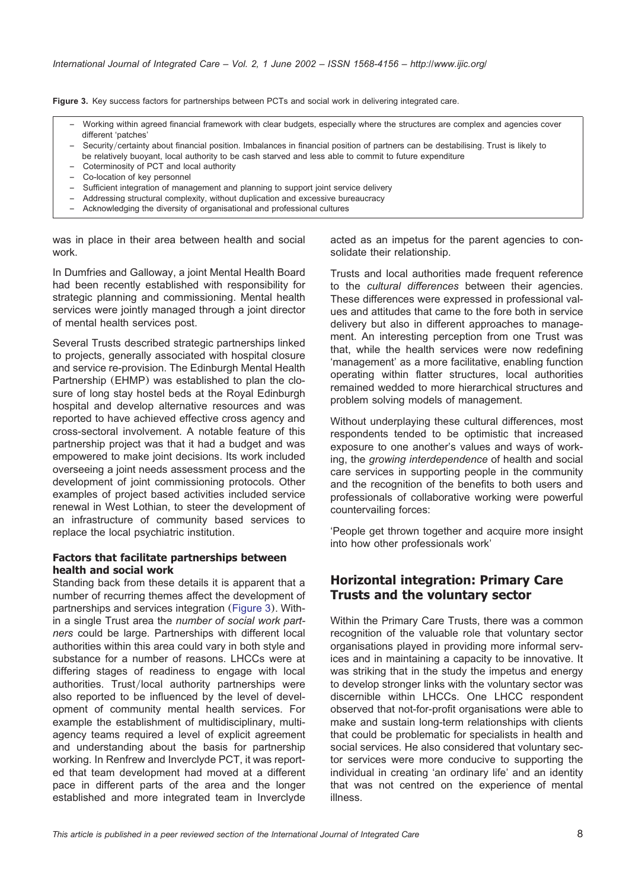**Figure 3.** Key success factors for partnerships between PCTs and social work in delivering integrated care.

- Working within agreed financial framework with clear budgets, especially where the structures are complex and agencies cover different 'patches'
- Security/certainty about financial position. Imbalances in financial position of partners can be destabilising. Trust is likely to be relatively buoyant, local authority to be cash starved and less able to commit to future expenditure
- Coterminosity of PCT and local authority
- Co-location of key personnel
- Sufficient integration of management and planning to support joint service delivery
- Addressing structural complexity, without duplication and excessive bureaucracy
- Acknowledging the diversity of organisational and professional cultures

was in place in their area between health and social work.

In Dumfries and Galloway, a joint Mental Health Board had been recently established with responsibility for strategic planning and commissioning. Mental health services were jointly managed through a joint director of mental health services post.

Several Trusts described strategic partnerships linked to projects, generally associated with hospital closure and service re-provision. The Edinburgh Mental Health Partnership (EHMP) was established to plan the closure of long stay hostel beds at the Royal Edinburgh hospital and develop alternative resources and was reported to have achieved effective cross agency and cross-sectoral involvement. A notable feature of this partnership project was that it had a budget and was empowered to make joint decisions. Its work included overseeing a joint needs assessment process and the development of joint commissioning protocols. Other examples of project based activities included service renewal in West Lothian, to steer the development of an infrastructure of community based services to replace the local psychiatric institution.

### Factors that facilitate partnerships between health and social work

Standing back from these details it is apparent that a number of recurring themes affect the development of partnerships and services integration (Figure 3). Within a single Trust area the *number of social work partners* could be large. Partnerships with different local authorities within this area could vary in both style and substance for a number of reasons. LHCCs were at differing stages of readiness to engage with local authorities. Trust/local authority partnerships were also reported to be influenced by the level of development of community mental health services. For example the establishment of multidisciplinary, multi-agency teams required a level of explicit agreement and understanding about the basis for partnership working. In Renfrew and Inverclyde PCT, it was reported that team development had moved at a different pace in different parts of the area and the longer established and more integrated team in Inverclyde acted as an impetus for the parent agencies to consolidate their relationship.

Trusts and local authorities made frequent reference to the *cultural differences* between their agencies. These differences were expressed in professional values and attitudes that came to the fore both in service delivery but also in different approaches to management. An interesting perception from one Trust was that, while the health services were now redefining 'management' as a more facilitative, enabling function operating within flatter structures, local authorities remained wedded to more hierarchical structures and problem solving models of management.

Without underplaying these cultural differences, most respondents tended to be optimistic that increased exposure to one another's values and ways of working, the *growing interdependence* of health and social care services in supporting people in the community and the recognition of the benefits to both users and professionals of collaborative working were powerful countervailing forces:

'People get thrown together and acquire more insight into how other professionals work'

## Horizontal integration: Primary Care Trusts and the voluntary sector

Within the Primary Care Trusts, there was a common recognition of the valuable role that voluntary sector organisations played in providing more informal services and in maintaining a capacity to be innovative. It was striking that in the study the impetus and energy to develop stronger links with the voluntary sector was discernible within LHCCs. One LHCC respondent observed that not-for-profit organisations were able to make and sustain long-term relationships with clients that could be problematic for specialists in health and social services. He also considered that voluntary sector services were more conducive to supporting the individual in creating 'an ordinary life' and an identity that was not centred on the experience of mental illness.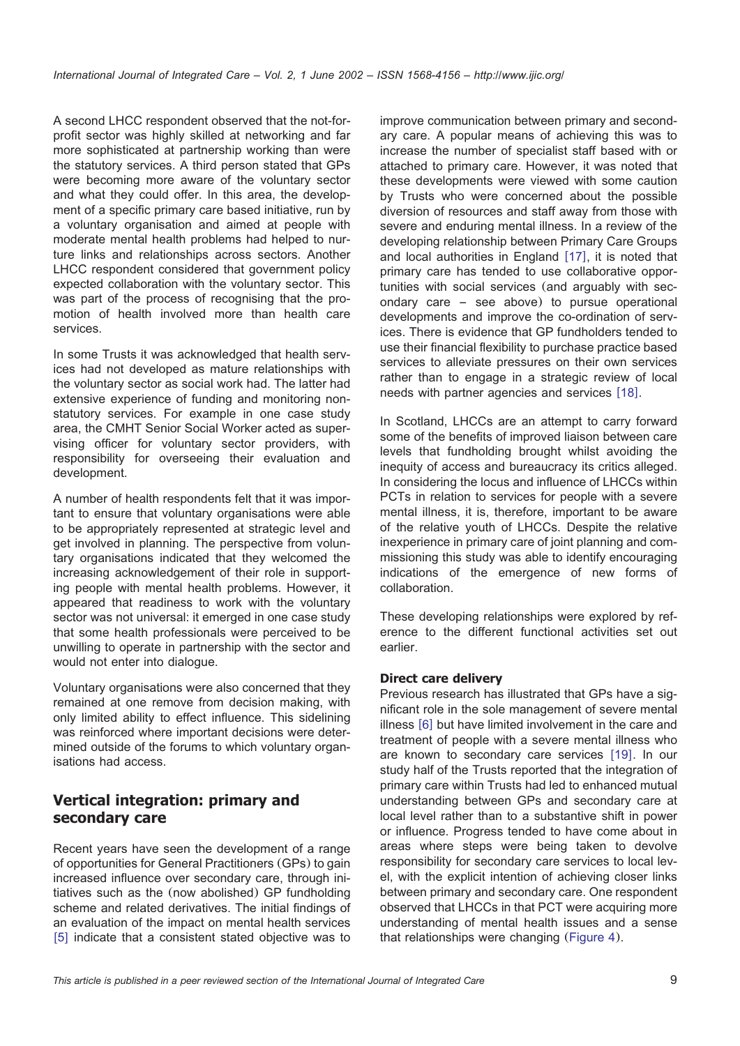A second LHCC respondent observed that the not-for-profit sector was highly skilled at networking and far more sophisticated at partnership working than were the statutory services. A third person stated that GPs were becoming more aware of the voluntary sector and what they could offer. In this area, the development of a specific primary care based initiative, run by a voluntary organisation and aimed at people with moderate mental health problems had helped to nurture links and relationships across sectors. Another LHCC respondent considered that government policy expected collaboration with the voluntary sector. This was part of the process of recognising that the promotion of health involved more than health care services.

In some Trusts it was acknowledged that health services had not developed as mature relationships with the voluntary sector as social work had. The latter had extensive experience of funding and monitoring non-statutory services. For example in one case study area, the CMHT Senior Social Worker acted as supervising officer for voluntary sector providers, with responsibility for overseeing their evaluation and development.

A number of health respondents felt that it was important to ensure that voluntary organisations were able to be appropriately represented at strategic level and get involved in planning. The perspective from voluntary organisations indicated that they welcomed the increasing acknowledgement of their role in supporting people with mental health problems. However, it appeared that readiness to work with the voluntary sector was not universal: it emerged in one case study that some health professionals were perceived to be unwilling to operate in partnership with the sector and would not enter into dialogue.

Voluntary organisations were also concerned that they remained at one remove from decision making, with only limited ability to effect influence. This sidelining was reinforced where important decisions were determined outside of the forums to which voluntary organisations had access.

## Vertical integration: primary and secondary care

Recent years have seen the development of a range of opportunities for General Practitioners (GPs) to gain increased influence over secondary care, through initiatives such as the (now abolished) GP fundholding scheme and related derivatives. The initial findings of an evaluation of the impact on mental health services [5] indicate that a consistent stated objective was to improve communication between primary and secondary care. A popular means of achieving this was to increase the number of specialist staff based with or attached to primary care. However, it was noted that these developments were viewed with some caution by Trusts who were concerned about the possible diversion of resources and staff away from those with severe and enduring mental illness. In a review of the developing relationship between Primary Care Groups and local authorities in England [17], it is noted that primary care has tended to use collaborative opportunities with social services (and arguably with secondary care – see above) to pursue operational developments and improve the co-ordination of services. There is evidence that GP fundholders tended to use their financial flexibility to purchase practice based services to alleviate pressures on their own services rather than to engage in a strategic review of local needs with partner agencies and services [18].

In Scotland, LHCCs are an attempt to carry forward some of the benefits of improved liaison between care levels that fundholding brought whilst avoiding the inequity of access and bureaucracy its critics alleged. In considering the locus and influence of LHCCs within PCTs in relation to services for people with a severe mental illness, it is, therefore, important to be aware of the relative youth of LHCCs. Despite the relative inexperience in primary care of joint planning and commissioning this study was able to identify encouraging indications of the emergence of new forms of collaboration.

These developing relationships were explored by reference to the different functional activities set out earlier.

### Direct care delivery

Previous research has illustrated that GPs have a significant role in the sole management of severe mental illness [6] but have limited involvement in the care and treatment of people with a severe mental illness who are known to secondary care services [19]. In our study half of the Trusts reported that the integration of primary care within Trusts had led to enhanced mutual understanding between GPs and secondary care at local level rather than to a substantive shift in power or influence. Progress tended to have come about in areas where steps were being taken to devolve responsibility for secondary care services to local level, with the explicit intention of achieving closer links between primary and secondary care. One respondent observed that LHCCs in that PCT were acquiring more understanding of mental health issues and a sense that relationships were changing (Figure 4).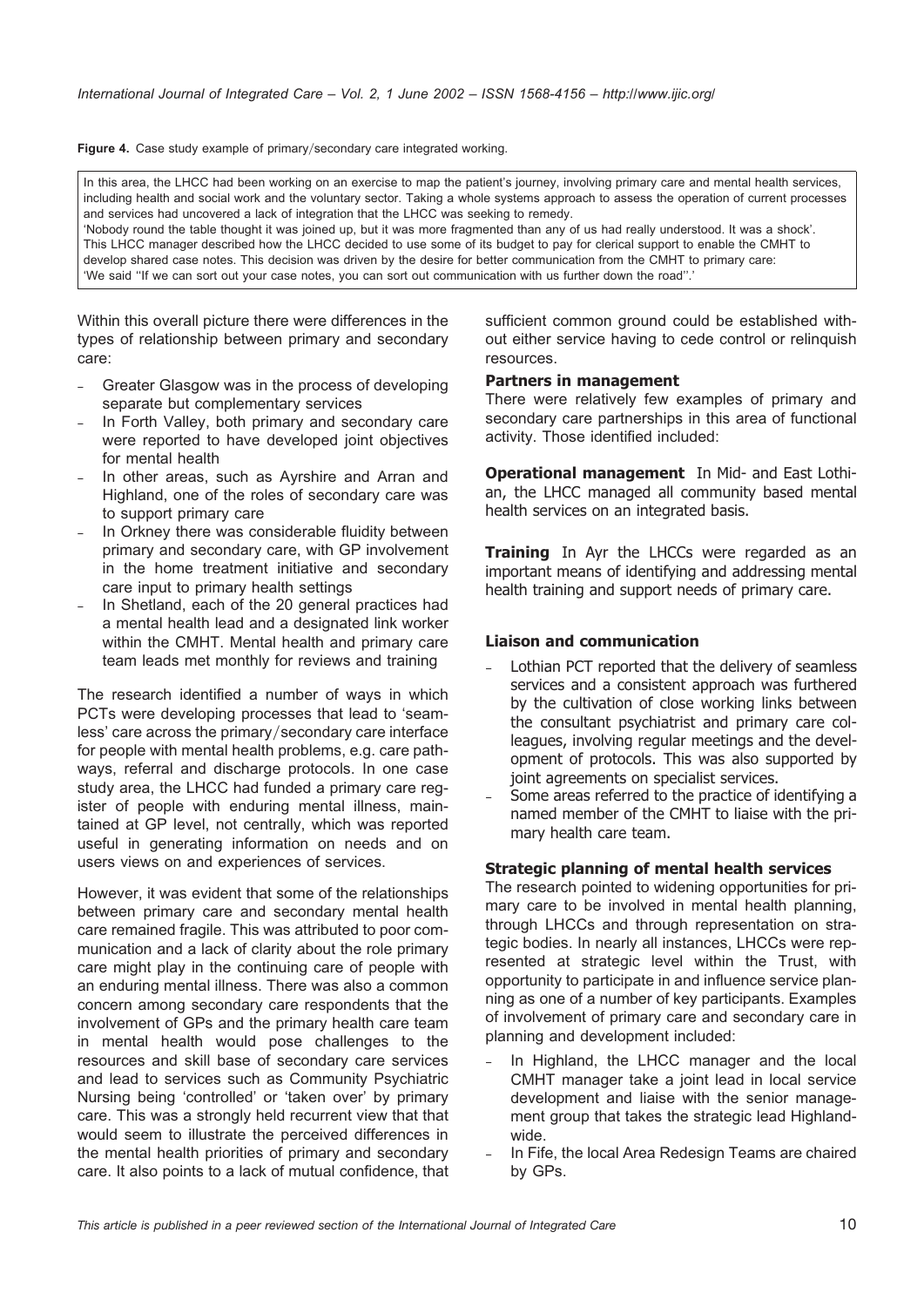**Figure 4.** Case study example of primary/secondary care integrated working.

> In this area, the LHCC had been working on an exercise to map the patient's journey, involving primary care and mental health services, including health and social work and the voluntary sector. Taking a whole systems approach to assess the operation of current processes and services had uncovered a lack of integration that the LHCC was seeking to remedy.
> 'Nobody round the table thought it was joined up, but it was more fragmented than any of us had really understood. It was a shock'.
> This LHCC manager described how the LHCC decided to use some of its budget to pay for clerical support to enable the CMHT to develop shared case notes. This decision was driven by the desire for better communication from the CMHT to primary care:
> 'We said ''If we can sort out your case notes, you can sort out communication with us further down the road''.'

Within this overall picture there were differences in the types of relationship between primary and secondary care:

- Greater Glasgow was in the process of developing separate but complementary services
- In Forth Valley, both primary and secondary care were reported to have developed joint objectives for mental health
- In other areas, such as Ayrshire and Arran and Highland, one of the roles of secondary care was to support primary care
- In Orkney there was considerable fluidity between primary and secondary care, with GP involvement in the home treatment initiative and secondary care input to primary health settings
- In Shetland, each of the 20 general practices had a mental health lead and a designated link worker within the CMHT. Mental health and primary care team leads met monthly for reviews and training

The research identified a number of ways in which PCTs were developing processes that lead to 'seamless' care across the primary/secondary care interface for people with mental health problems, e.g. care pathways, referral and discharge protocols. In one case study area, the LHCC had funded a primary care register of people with enduring mental illness, maintained at GP level, not centrally, which was reported useful in generating information on needs and on users views on and experiences of services.

However, it was evident that some of the relationships between primary care and secondary mental health care remained fragile. This was attributed to poor communication and a lack of clarity about the role primary care might play in the continuing care of people with an enduring mental illness. There was also a common concern among secondary care respondents that the involvement of GPs and the primary health care team in mental health would pose challenges to the resources and skill base of secondary care services and lead to services such as Community Psychiatric Nursing being 'controlled' or 'taken over' by primary care. This was a strongly held recurrent view that that would seem to illustrate the perceived differences in the mental health priorities of primary and secondary care. It also points to a lack of mutual confidence, that sufficient common ground could be established without either service having to cede control or relinquish resources.

### Partners in management

There were relatively few examples of primary and secondary care partnerships in this area of functional activity. Those identified included:

**Operational management** In Mid- and East Lothian, the LHCC managed all community based mental health services on an integrated basis.

**Training** In Ayr the LHCCs were regarded as an important means of identifying and addressing mental health training and support needs of primary care.

### Liaison and communication

- Lothian PCT reported that the delivery of seamless services and a consistent approach was furthered by the cultivation of close working links between the consultant psychiatrist and primary care colleagues, involving regular meetings and the development of protocols. This was also supported by joint agreements on specialist services.
- Some areas referred to the practice of identifying a named member of the CMHT to liaise with the primary health care team.

### Strategic planning of mental health services

The research pointed to widening opportunities for primary care to be involved in mental health planning, through LHCCs and through representation on strategic bodies. In nearly all instances, LHCCs were represented at strategic level within the Trust, with opportunity to participate in and influence service planning as one of a number of key participants. Examples of involvement of primary care and secondary care in planning and development included:

- In Highland, the LHCC manager and the local CMHT manager take a joint lead in local service development and liaise with the senior management group that takes the strategic lead Highland-wide.
- In Fife, the local Area Redesign Teams are chaired by GPs.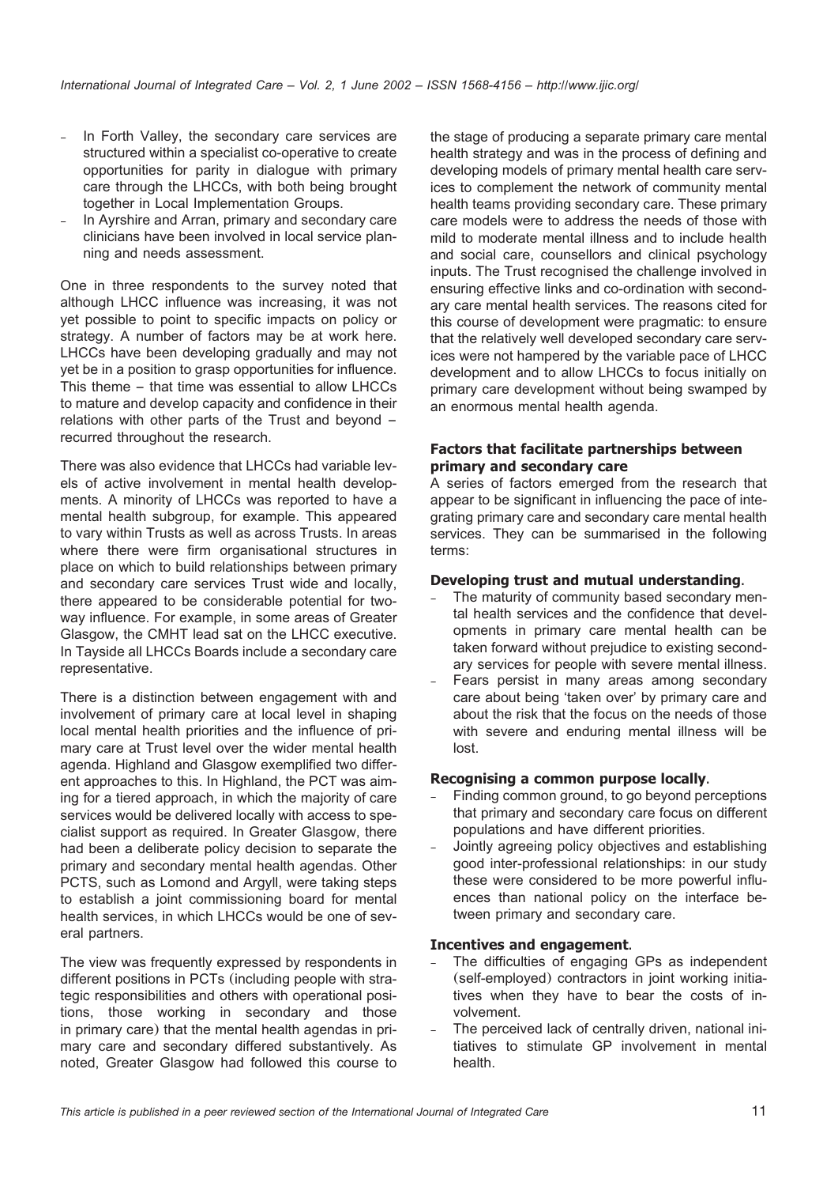- In Forth Valley, the secondary care services are structured within a specialist co-operative to create opportunities for parity in dialogue with primary care through the LHCCs, with both being brought together in Local Implementation Groups.
- In Ayrshire and Arran, primary and secondary care clinicians have been involved in local service planning and needs assessment.

One in three respondents to the survey noted that although LHCC influence was increasing, it was not yet possible to point to specific impacts on policy or strategy. A number of factors may be at work here. LHCCs have been developing gradually and may not yet be in a position to grasp opportunities for influence. This theme – that time was essential to allow LHCCs to mature and develop capacity and confidence in their relations with other parts of the Trust and beyond – recurred throughout the research.

There was also evidence that LHCCs had variable levels of active involvement in mental health developments. A minority of LHCCs was reported to have a mental health subgroup, for example. This appeared to vary within Trusts as well as across Trusts. In areas where there were firm organisational structures in place on which to build relationships between primary and secondary care services Trust wide and locally, there appeared to be considerable potential for two-way influence. For example, in some areas of Greater Glasgow, the CMHT lead sat on the LHCC executive. In Tayside all LHCCs Boards include a secondary care representative.

There is a distinction between engagement with and involvement of primary care at local level in shaping local mental health priorities and the influence of primary care at Trust level over the wider mental health agenda. Highland and Glasgow exemplified two different approaches to this. In Highland, the PCT was aiming for a tiered approach, in which the majority of care services would be delivered locally with access to specialist support as required. In Greater Glasgow, there had been a deliberate policy decision to separate the primary and secondary mental health agendas. Other PCTS, such as Lomond and Argyll, were taking steps to establish a joint commissioning board for mental health services, in which LHCCs would be one of several partners.

The view was frequently expressed by respondents in different positions in PCTs (including people with strategic responsibilities and others with operational positions, those working in secondary and those in primary care) that the mental health agendas in primary care and secondary differed substantively. As noted, Greater Glasgow had followed this course to the stage of producing a separate primary care mental health strategy and was in the process of defining and developing models of primary mental health care services to complement the network of community mental health teams providing secondary care. These primary care models were to address the needs of those with mild to moderate mental illness and to include health and social care, counsellors and clinical psychology inputs. The Trust recognised the challenge involved in ensuring effective links and co-ordination with secondary care mental health services. The reasons cited for this course of development were pragmatic: to ensure that the relatively well developed secondary care services were not hampered by the variable pace of LHCC development and to allow LHCCs to focus initially on primary care development without being swamped by an enormous mental health agenda.

### Factors that facilitate partnerships between primary and secondary care

A series of factors emerged from the research that appear to be significant in influencing the pace of integrating primary care and secondary care mental health services. They can be summarised in the following terms:

#### Developing trust and mutual understanding.

- The maturity of community based secondary mental health services and the confidence that developments in primary care mental health can be taken forward without prejudice to existing secondary services for people with severe mental illness.
- Fears persist in many areas among secondary care about being 'taken over' by primary care and about the risk that the focus on the needs of those with severe and enduring mental illness will be lost.

#### Recognising a common purpose locally.

- Finding common ground, to go beyond perceptions that primary and secondary care focus on different populations and have different priorities.
- Jointly agreeing policy objectives and establishing good inter-professional relationships: in our study these were considered to be more powerful influences than national policy on the interface between primary and secondary care.

#### Incentives and engagement.

- The difficulties of engaging GPs as independent (self-employed) contractors in joint working initiatives when they have to bear the costs of involvement.
- The perceived lack of centrally driven, national initiatives to stimulate GP involvement in mental health.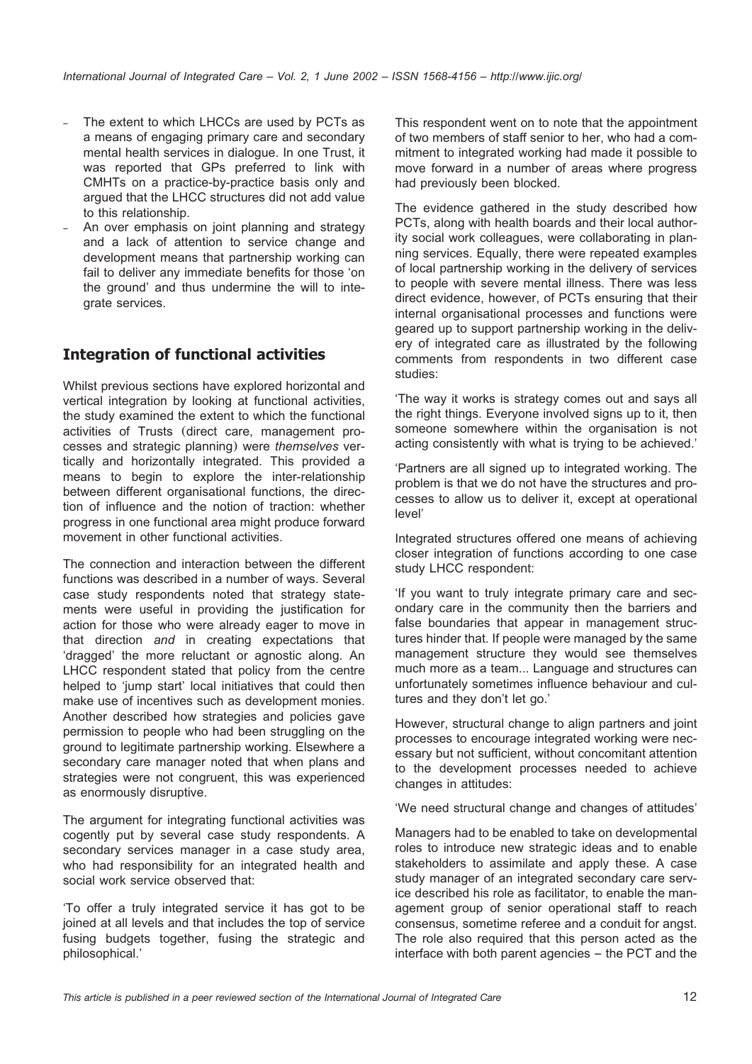- The extent to which LHCCs are used by PCTs as a means of engaging primary care and secondary mental health services in dialogue. In one Trust, it was reported that GPs preferred to link with CMHTs on a practice-by-practice basis only and argued that the LHCC structures did not add value to this relationship.
- An over emphasis on joint planning and strategy and a lack of attention to service change and development means that partnership working can fail to deliver any immediate benefits for those 'on the ground' and thus undermine the will to integrate services.

## Integration of functional activities

Whilst previous sections have explored horizontal and vertical integration by looking at functional activities, the study examined the extent to which the functional activities of Trusts (direct care, management processes and strategic planning) were *themselves* vertically and horizontally integrated. This provided a means to begin to explore the inter-relationship between different organisational functions, the direction of influence and the notion of traction: whether progress in one functional area might produce forward movement in other functional activities.

The connection and interaction between the different functions was described in a number of ways. Several case study respondents noted that strategy statements were useful in providing the justification for action for those who were already eager to move in that direction *and* in creating expectations that 'dragged' the more reluctant or agnostic along. An LHCC respondent stated that policy from the centre helped to 'jump start' local initiatives that could then make use of incentives such as development monies. Another described how strategies and policies gave permission to people who had been struggling on the ground to legitimate partnership working. Elsewhere a secondary care manager noted that when plans and strategies were not congruent, this was experienced as enormously disruptive.

The argument for integrating functional activities was cogently put by several case study respondents. A secondary services manager in a case study area, who had responsibility for an integrated health and social work service observed that:

'To offer a truly integrated service it has got to be joined at all levels and that includes the top of service fusing budgets together, fusing the strategic and philosophical.'

This respondent went on to note that the appointment of two members of staff senior to her, who had a commitment to integrated working had made it possible to move forward in a number of areas where progress had previously been blocked.

The evidence gathered in the study described how PCTs, along with health boards and their local authority social work colleagues, were collaborating in planning services. Equally, there were repeated examples of local partnership working in the delivery of services to people with severe mental illness. There was less direct evidence, however, of PCTs ensuring that their internal organisational processes and functions were geared up to support partnership working in the delivery of integrated care as illustrated by the following comments from respondents in two different case studies:

'The way it works is strategy comes out and says all the right things. Everyone involved signs up to it, then someone somewhere within the organisation is not acting consistently with what is trying to be achieved.'

'Partners are all signed up to integrated working. The problem is that we do not have the structures and processes to allow us to deliver it, except at operational level'

Integrated structures offered one means of achieving closer integration of functions according to one case study LHCC respondent:

'If you want to truly integrate primary care and secondary care in the community then the barriers and false boundaries that appear in management structures hinder that. If people were managed by the same management structure they would see themselves much more as a team... Language and structures can unfortunately sometimes influence behaviour and cultures and they don't let go.'

However, structural change to align partners and joint processes to encourage integrated working were necessary but not sufficient, without concomitant attention to the development processes needed to achieve changes in attitudes:

'We need structural change and changes of attitudes'

Managers had to be enabled to take on developmental roles to introduce new strategic ideas and to enable stakeholders to assimilate and apply these. A case study manager of an integrated secondary care service described his role as facilitator, to enable the management group of senior operational staff to reach consensus, sometime referee and a conduit for angst. The role also required that this person acted as the interface with both parent agencies – the PCT and the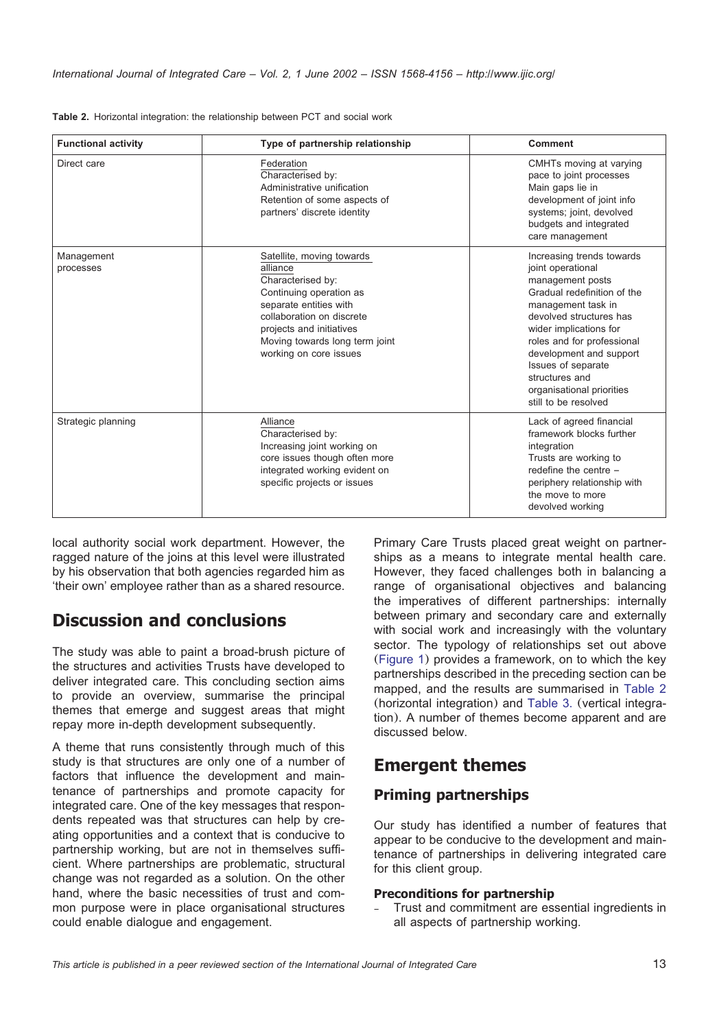**Table 2.** Horizontal integration: the relationship between PCT and social work

| Functional activity | Type of partnership relationship | Comment |
|---|---|---|
| Direct care | Federation<br>Characterised by:<br>Administrative unification<br>Retention of some aspects of partners' discrete identity | CMHTs moving at varying pace to joint processes<br>Main gaps lie in development of joint info systems; joint, devolved budgets and integrated care management |
| Management processes | Satellite, moving towards alliance<br>Characterised by:<br>Continuing operation as separate entities with collaboration on discrete projects and initiatives<br>Moving towards long term joint working on core issues | Increasing trends towards joint operational management posts<br>Gradual redefinition of the management task in devolved structures has wider implications for roles and for professional development and support<br>Issues of separate structures and organisational priorities still to be resolved |
| Strategic planning | Alliance<br>Characterised by:<br>Increasing joint working on core issues though often more integrated working evident on specific projects or issues | Lack of agreed financial framework blocks further integration<br>Trusts are working to redefine the centre – periphery relationship with the move to more devolved working |

local authority social work department. However, the ragged nature of the joins at this level were illustrated by his observation that both agencies regarded him as 'their own' employee rather than as a shared resource.

## Discussion and conclusions

The study was able to paint a broad-brush picture of the structures and activities Trusts have developed to deliver integrated care. This concluding section aims to provide an overview, summarise the principal themes that emerge and suggest areas that might repay more in-depth development subsequently.

A theme that runs consistently through much of this study is that structures are only one of a number of factors that influence the development and maintenance of partnerships and promote capacity for integrated care. One of the key messages that respondents repeated was that structures can help by creating opportunities and a context that is conducive to partnership working, but are not in themselves sufficient. Where partnerships are problematic, structural change was not regarded as a solution. On the other hand, where the basic necessities of trust and common purpose were in place organisational structures could enable dialogue and engagement.

Primary Care Trusts placed great weight on partnerships as a means to integrate mental health care. However, they faced challenges both in balancing a range of organisational objectives and balancing the imperatives of different partnerships: internally between primary and secondary care and externally with social work and increasingly with the voluntary sector. The typology of relationships set out above (Figure 1) provides a framework, on to which the key partnerships described in the preceding section can be mapped, and the results are summarised in Table 2 (horizontal integration) and Table 3. (vertical integration). A number of themes become apparent and are discussed below.

## Emergent themes

### Priming partnerships

Our study has identified a number of features that appear to be conducive to the development and maintenance of partnerships in delivering integrated care for this client group.

#### Preconditions for partnership

- Trust and commitment are essential ingredients in all aspects of partnership working.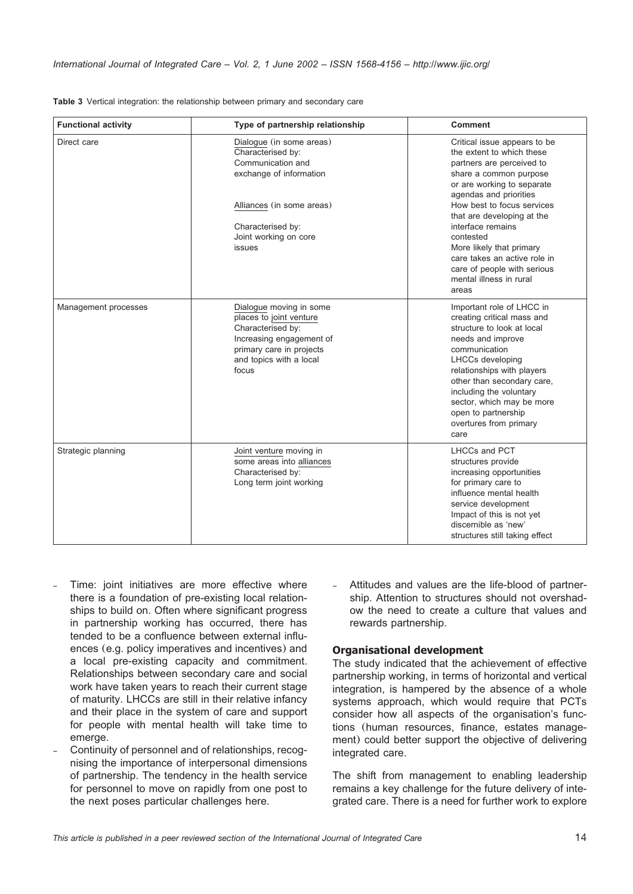**Table 3** Vertical integration: the relationship between primary and secondary care

| Functional activity | Type of partnership relationship | Comment |
|---|---|---|
| Direct care | Dialogue (in some areas) Characterised by: Communication and exchange of information<br><br>Alliances (in some areas) Characterised by: Joint working on core issues | Critical issue appears to be the extent to which these partners are perceived to share a common purpose or are working to separate agendas and priorities<br>How best to focus services that are developing at the interface remains contested<br>More likely that primary care takes an active role in care of people with serious mental illness in rural areas |
| Management processes | Dialogue moving in some places to joint venture Characterised by: Increasing engagement of primary care in projects and topics with a local focus | Important role of LHCC in creating critical mass and structure to look at local needs and improve communication<br>LHCCs developing relationships with players other than secondary care, including the voluntary sector, which may be more open to partnership overtures from primary care |
| Strategic planning | Joint venture moving in some areas into alliances Characterised by: Long term joint working | LHCCs and PCT structures provide increasing opportunities for primary care to influence mental health service development<br>Impact of this is not yet discernible as 'new' structures still taking effect |

- Time: joint initiatives are more effective where there is a foundation of pre-existing local relationships to build on. Often where significant progress in partnership working has occurred, there has tended to be a confluence between external influences (e.g. policy imperatives and incentives) and a local pre-existing capacity and commitment. Relationships between secondary care and social work have taken years to reach their current stage of maturity. LHCCs are still in their relative infancy and their place in the system of care and support for people with mental health will take time to emerge.
- Continuity of personnel and of relationships, recognising the importance of interpersonal dimensions of partnership. The tendency in the health service for personnel to move on rapidly from one post to the next poses particular challenges here.
- Attitudes and values are the life-blood of partnership. Attention to structures should not overshadow the need to create a culture that values and rewards partnership.

## Organisational development

The study indicated that the achievement of effective partnership working, in terms of horizontal and vertical integration, is hampered by the absence of a whole systems approach, which would require that PCTs consider how all aspects of the organisation's functions (human resources, finance, estates management) could better support the objective of delivering integrated care.

The shift from management to enabling leadership remains a key challenge for the future delivery of integrated care. There is a need for further work to explore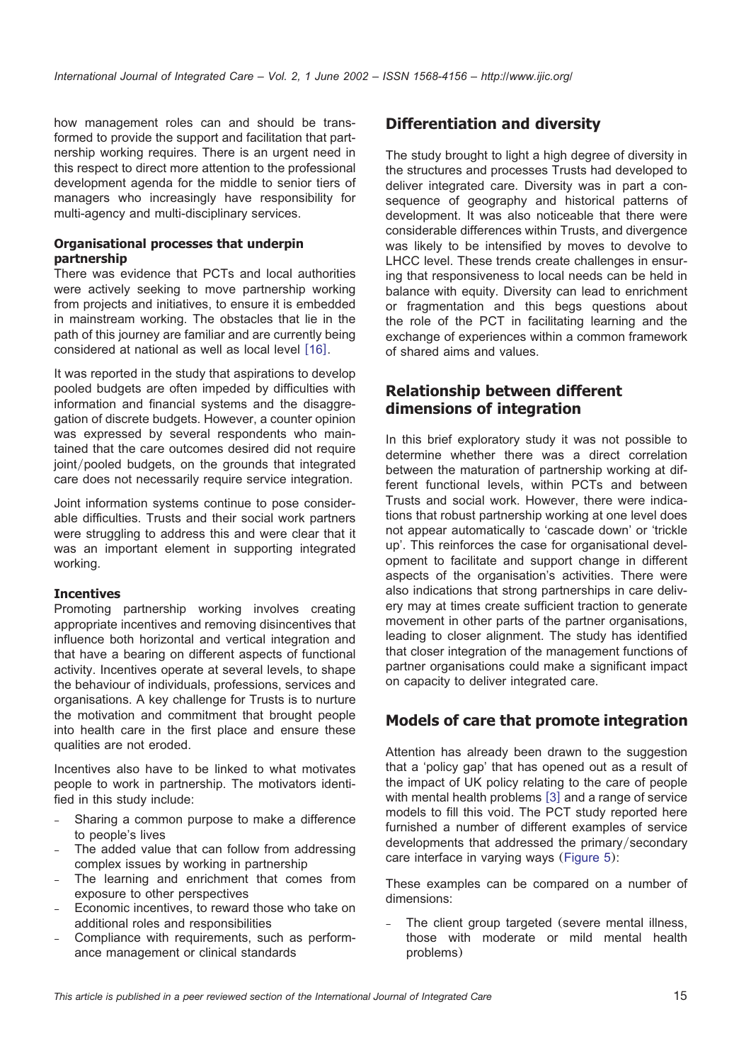how management roles can and should be transformed to provide the support and facilitation that partnership working requires. There is an urgent need in this respect to direct more attention to the professional development agenda for the middle to senior tiers of managers who increasingly have responsibility for multi-agency and multi-disciplinary services.

### Organisational processes that underpin partnership

There was evidence that PCTs and local authorities were actively seeking to move partnership working from projects and initiatives, to ensure it is embedded in mainstream working. The obstacles that lie in the path of this journey are familiar and are currently being considered at national as well as local level [16].

It was reported in the study that aspirations to develop pooled budgets are often impeded by difficulties with information and financial systems and the disaggregation of discrete budgets. However, a counter opinion was expressed by several respondents who maintained that the care outcomes desired did not require joint/pooled budgets, on the grounds that integrated care does not necessarily require service integration.

Joint information systems continue to pose considerable difficulties. Trusts and their social work partners were struggling to address this and were clear that it was an important element in supporting integrated working.

### Incentives

Promoting partnership working involves creating appropriate incentives and removing disincentives that influence both horizontal and vertical integration and that have a bearing on different aspects of functional activity. Incentives operate at several levels, to shape the behaviour of individuals, professions, services and organisations. A key challenge for Trusts is to nurture the motivation and commitment that brought people into health care in the first place and ensure these qualities are not eroded.

Incentives also have to be linked to what motivates people to work in partnership. The motivators identified in this study include:

- Sharing a common purpose to make a difference to people's lives
- The added value that can follow from addressing complex issues by working in partnership
- The learning and enrichment that comes from exposure to other perspectives
- Economic incentives, to reward those who take on additional roles and responsibilities
- Compliance with requirements, such as performance management or clinical standards

## Differentiation and diversity

The study brought to light a high degree of diversity in the structures and processes Trusts had developed to deliver integrated care. Diversity was in part a consequence of geography and historical patterns of development. It was also noticeable that there were considerable differences within Trusts, and divergence was likely to be intensified by moves to devolve to LHCC level. These trends create challenges in ensuring that responsiveness to local needs can be held in balance with equity. Diversity can lead to enrichment or fragmentation and this begs questions about the role of the PCT in facilitating learning and the exchange of experiences within a common framework of shared aims and values.

## Relationship between different dimensions of integration

In this brief exploratory study it was not possible to determine whether there was a direct correlation between the maturation of partnership working at different functional levels, within PCTs and between Trusts and social work. However, there were indications that robust partnership working at one level does not appear automatically to 'cascade down' or 'trickle up'. This reinforces the case for organisational development to facilitate and support change in different aspects of the organisation's activities. There were also indications that strong partnerships in care delivery may at times create sufficient traction to generate movement in other parts of the partner organisations, leading to closer alignment. The study has identified that closer integration of the management functions of partner organisations could make a significant impact on capacity to deliver integrated care.

## Models of care that promote integration

Attention has already been drawn to the suggestion that a 'policy gap' that has opened out as a result of the impact of UK policy relating to the care of people with mental health problems [3] and a range of service models to fill this void. The PCT study reported here furnished a number of different examples of service developments that addressed the primary/secondary care interface in varying ways (Figure 5):

These examples can be compared on a number of dimensions:

- The client group targeted (severe mental illness, those with moderate or mild mental health problems)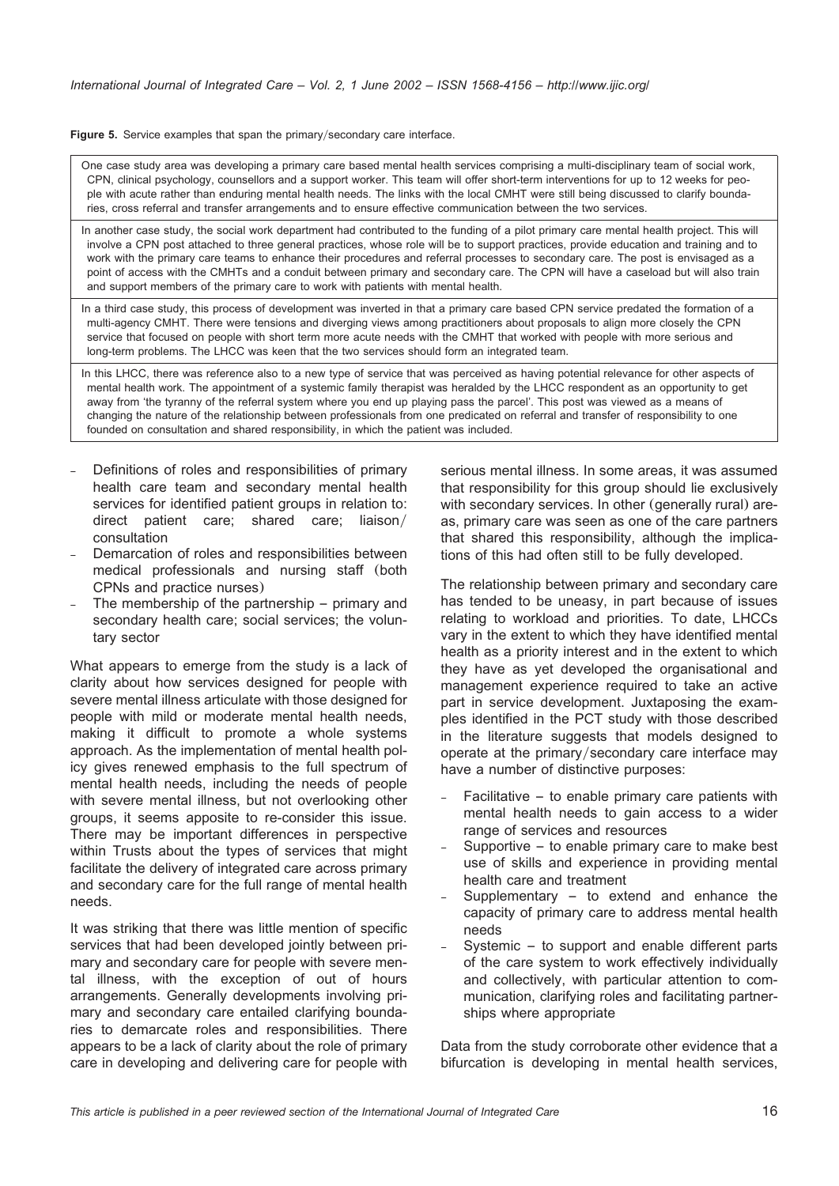**Figure 5.** Service examples that span the primary/secondary care interface.

| |
|---|
| One case study area was developing a primary care based mental health services comprising a multi-disciplinary team of social work, CPN, clinical psychology, counsellors and a support worker. This team will offer short-term interventions for up to 12 weeks for people with acute rather than enduring mental health needs. The links with the local CMHT were still being discussed to clarify boundaries, cross referral and transfer arrangements and to ensure effective communication between the two services. |
| In another case study, the social work department had contributed to the funding of a pilot primary care mental health project. This will involve a CPN post attached to three general practices, whose role will be to support practices, provide education and training and to work with the primary care teams to enhance their procedures and referral processes to secondary care. The post is envisaged as a point of access with the CMHTs and a conduit between primary and secondary care. The CPN will have a caseload but will also train and support members of the primary care to work with patients with mental health. |
| In a third case study, this process of development was inverted in that a primary care based CPN service predated the formation of a multi-agency CMHT. There were tensions and diverging views among practitioners about proposals to align more closely the CPN service that focused on people with short term more acute needs with the CMHT that worked with people with more serious and long-term problems. The LHCC was keen that the two services should form an integrated team. |
| In this LHCC, there was reference also to a new type of service that was perceived as having potential relevance for other aspects of mental health work. The appointment of a systemic family therapist was heralded by the LHCC respondent as an opportunity to get away from 'the tyranny of the referral system where you end up playing pass the parcel'. This post was viewed as a means of changing the nature of the relationship between professionals from one predicated on referral and transfer of responsibility to one founded on consultation and shared responsibility, in which the patient was included. |

- Definitions of roles and responsibilities of primary health care team and secondary mental health services for identified patient groups in relation to: direct patient care; shared care; liaison/consultation
- Demarcation of roles and responsibilities between medical professionals and nursing staff (both CPNs and practice nurses)
- The membership of the partnership – primary and secondary health care; social services; the voluntary sector

What appears to emerge from the study is a lack of clarity about how services designed for people with severe mental illness articulate with those designed for people with mild or moderate mental health needs, making it difficult to promote a whole systems approach. As the implementation of mental health policy gives renewed emphasis to the full spectrum of mental health needs, including the needs of people with severe mental illness, but not overlooking other groups, it seems apposite to re-consider this issue. There may be important differences in perspective within Trusts about the types of services that might facilitate the delivery of integrated care across primary and secondary care for the full range of mental health needs.

It was striking that there was little mention of specific services that had been developed jointly between primary and secondary care for people with severe mental illness, with the exception of out of hours arrangements. Generally developments involving primary and secondary care entailed clarifying boundaries to demarcate roles and responsibilities. There appears to be a lack of clarity about the role of primary care in developing and delivering care for people with serious mental illness. In some areas, it was assumed that responsibility for this group should lie exclusively with secondary services. In other (generally rural) areas, primary care was seen as one of the care partners that shared this responsibility, although the implications of this had often still to be fully developed.

The relationship between primary and secondary care has tended to be uneasy, in part because of issues relating to workload and priorities. To date, LHCCs vary in the extent to which they have identified mental health as a priority interest and in the extent to which they have as yet developed the organisational and management experience required to take an active part in service development. Juxtaposing the examples identified in the PCT study with those described in the literature suggests that models designed to operate at the primary/secondary care interface may have a number of distinctive purposes:

- Facilitative – to enable primary care patients with mental health needs to gain access to a wider range of services and resources
- Supportive – to enable primary care to make best use of skills and experience in providing mental health care and treatment
- Supplementary – to extend and enhance the capacity of primary care to address mental health needs
- Systemic – to support and enable different parts of the care system to work effectively individually and collectively, with particular attention to communication, clarifying roles and facilitating partnerships where appropriate

Data from the study corroborate other evidence that a bifurcation is developing in mental health services,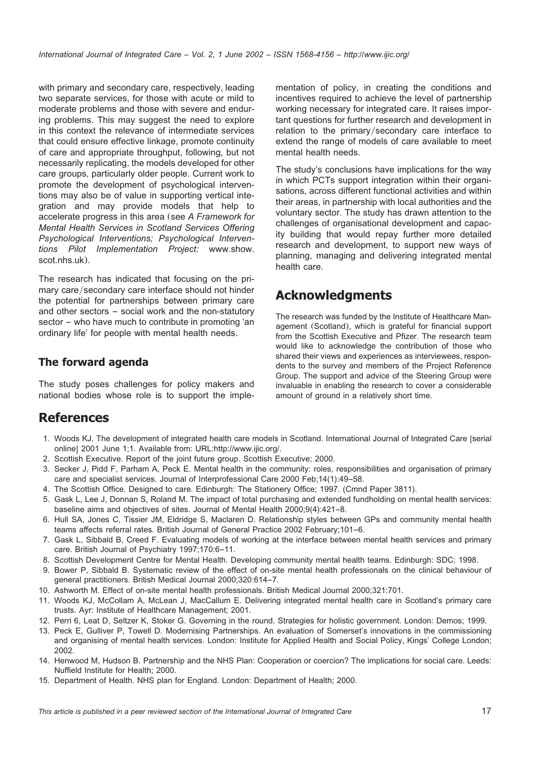with primary and secondary care, respectively, leading two separate services, for those with acute or mild to moderate problems and those with severe and enduring problems. This may suggest the need to explore in this context the relevance of intermediate services that could ensure effective linkage, promote continuity of care and appropriate throughput, following, but not necessarily replicating, the models developed for other care groups, particularly older people. Current work to promote the development of psychological interventions may also be of value in supporting vertical integration and may provide models that help to accelerate progress in this area (see *A Framework for Mental Health Services in Scotland Services Offering Psychological Interventions; Psychological Interventions Pilot Implementation Project:* www.show.scot.nhs.uk).

The research has indicated that focusing on the primary care/secondary care interface should not hinder the potential for partnerships between primary care and other sectors – social work and the non-statutory sector – who have much to contribute in promoting 'an ordinary life' for people with mental health needs.

### The forward agenda

The study poses challenges for policy makers and national bodies whose role is to support the implementation of policy, in creating the conditions and incentives required to achieve the level of partnership working necessary for integrated care. It raises important questions for further research and development in relation to the primary/secondary care interface to extend the range of models of care available to meet mental health needs.

The study's conclusions have implications for the way in which PCTs support integration within their organisations, across different functional activities and within their areas, in partnership with local authorities and the voluntary sector. The study has drawn attention to the challenges of organisational development and capacity building that would repay further more detailed research and development, to support new ways of planning, managing and delivering integrated mental health care.

## Acknowledgments

The research was funded by the Institute of Healthcare Management (Scotland), which is grateful for financial support from the Scottish Executive and Pfizer. The research team would like to acknowledge the contribution of those who shared their views and experiences as interviewees, respondents to the survey and members of the Project Reference Group. The support and advice of the Steering Group were invaluable in enabling the research to cover a considerable amount of ground in a relatively short time.

## References

1. Woods KJ. The development of integrated health care models in Scotland. International Journal of Integrated Care [serial online] 2001 June 1;1. Available from: URL:http://www.ijic.org/.
2. Scottish Executive. Report of the joint future group. Scottish Executive; 2000.
3. Secker J, Pidd F, Parham A, Peck E. Mental health in the community: roles, responsibilities and organisation of primary care and specialist services. Journal of Interprofessional Care 2000 Feb;14(1):49–58.
4. The Scottish Office. Designed to care. Edinburgh: The Stationery Office; 1997. (Cmnd Paper 3811).
5. Gask L, Lee J, Donnan S, Roland M. The impact of total purchasing and extended fundholding on mental health services: baseline aims and objectives of sites. Journal of Mental Health 2000;9(4):421–8.
6. Hull SA, Jones C, Tissier JM, Eldridge S, Maclaren D. Relationship styles between GPs and community mental health teams affects referral rates. British Journal of General Practice 2002 February;101–6.
7. Gask L, Sibbald B, Creed F. Evaluating models of working at the interface between mental health services and primary care. British Journal of Psychiatry 1997;170:6–11.
8. Scottish Development Centre for Mental Health. Developing community mental health teams. Edinburgh: SDC; 1998.
9. Bower P, Sibbald B. Systematic review of the effect of on-site mental health professionals on the clinical behaviour of general practitioners. British Medical Journal 2000;320:614–7.
10. Ashworth M. Effect of on-site mental health professionals. British Medical Journal 2000;321:701.
11. Woods KJ, McCollam A, McLean J, MacCallum E. Delivering integrated mental health care in Scotland's primary care trusts. Ayr: Institute of Healthcare Management; 2001.
12. Perri 6, Leat D, Seltzer K, Stoker G. Governing in the round. Strategies for holistic government. London: Demos; 1999.
13. Peck E, Gulliver P, Towell D. Modernising Partnerships. An evaluation of Somerset's innovations in the commissioning and organising of mental health services. London: Institute for Applied Health and Social Policy, Kings' College London; 2002.
14. Henwood M, Hudson B. Partnership and the NHS Plan: Cooperation or coercion? The implications for social care. Leeds: Nuffield Institute for Health; 2000.
15. Department of Health. NHS plan for England. London: Department of Health; 2000.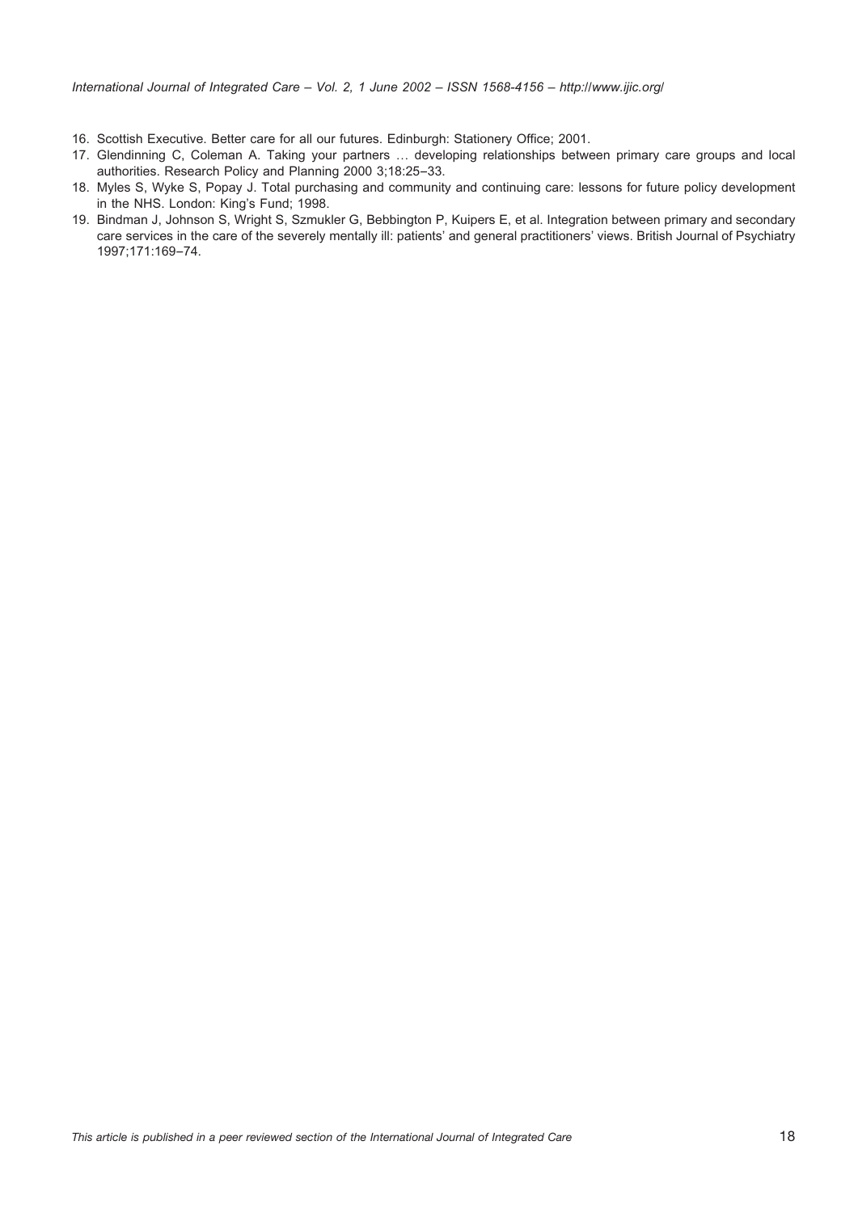16. Scottish Executive. Better care for all our futures. Edinburgh: Stationery Office; 2001.
17. Glendinning C, Coleman A. Taking your partners … developing relationships between primary care groups and local authorities. Research Policy and Planning 2000 3;18:25–33.
18. Myles S, Wyke S, Popay J. Total purchasing and community and continuing care: lessons for future policy development in the NHS. London: King's Fund; 1998.
19. Bindman J, Johnson S, Wright S, Szmukler G, Bebbington P, Kuipers E, et al. Integration between primary and secondary care services in the care of the severely mentally ill: patients' and general practitioners' views. British Journal of Psychiatry 1997;171:169–74.

*This article is published in a peer reviewed section of the International Journal of Integrated Care*